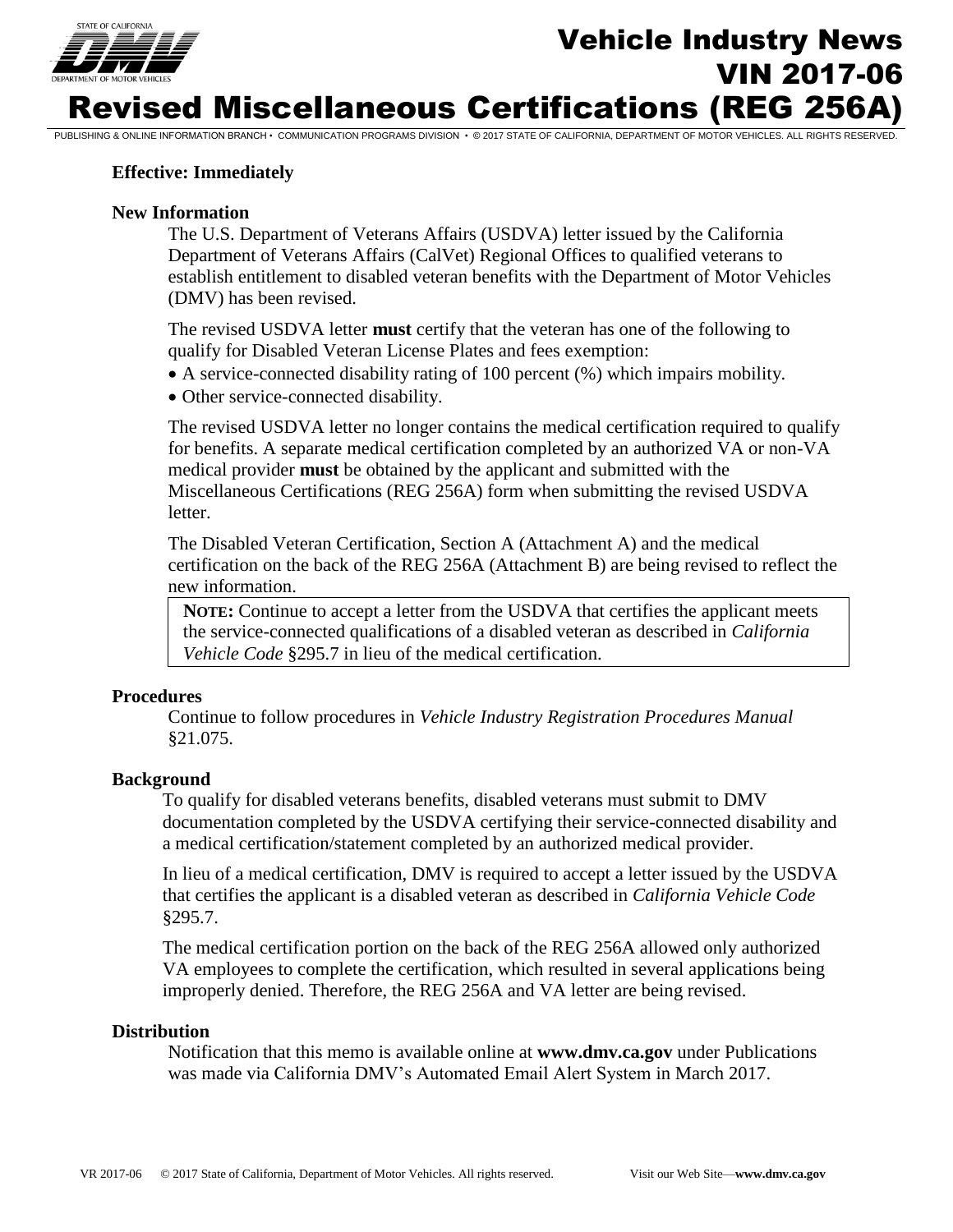# Vehicle Industry News
## VIN 2017-06
# Revised Miscellaneous Certifications (REG 256A)

PUBLISHING & ONLINE INFORMATION BRANCH • COMMUNICATION PROGRAMS DIVISION • © 2017 STATE OF CALIFORNIA, DEPARTMENT OF MOTOR VEHICLES. ALL RIGHTS RESERVED.

**Effective: Immediately**

**New Information**

The U.S. Department of Veterans Affairs (USDVA) letter issued by the California Department of Veterans Affairs (CalVet) Regional Offices to qualified veterans to establish entitlement to disabled veteran benefits with the Department of Motor Vehicles (DMV) has been revised.

The revised USDVA letter **must** certify that the veteran has one of the following to qualify for Disabled Veteran License Plates and fees exemption:

- A service-connected disability rating of 100 percent (%) which impairs mobility.
- Other service-connected disability.

The revised USDVA letter no longer contains the medical certification required to qualify for benefits. A separate medical certification completed by an authorized VA or non-VA medical provider **must** be obtained by the applicant and submitted with the Miscellaneous Certifications (REG 256A) form when submitting the revised USDVA letter.

The Disabled Veteran Certification, Section A (Attachment A) and the medical certification on the back of the REG 256A (Attachment B) are being revised to reflect the new information.

> **NOTE:** Continue to accept a letter from the USDVA that certifies the applicant meets the service-connected qualifications of a disabled veteran as described in *California Vehicle Code* §295.7 in lieu of the medical certification.

**Procedures**

Continue to follow procedures in *Vehicle Industry Registration Procedures Manual* §21.075.

**Background**

To qualify for disabled veterans benefits, disabled veterans must submit to DMV documentation completed by the USDVA certifying their service-connected disability and a medical certification/statement completed by an authorized medical provider.

In lieu of a medical certification, DMV is required to accept a letter issued by the USDVA that certifies the applicant is a disabled veteran as described in *California Vehicle Code* §295.7.

The medical certification portion on the back of the REG 256A allowed only authorized VA employees to complete the certification, which resulted in several applications being improperly denied. Therefore, the REG 256A and VA letter are being revised.

**Distribution**

Notification that this memo is available online at **www.dmv.ca.gov** under Publications was made via California DMV's Automated Email Alert System in March 2017.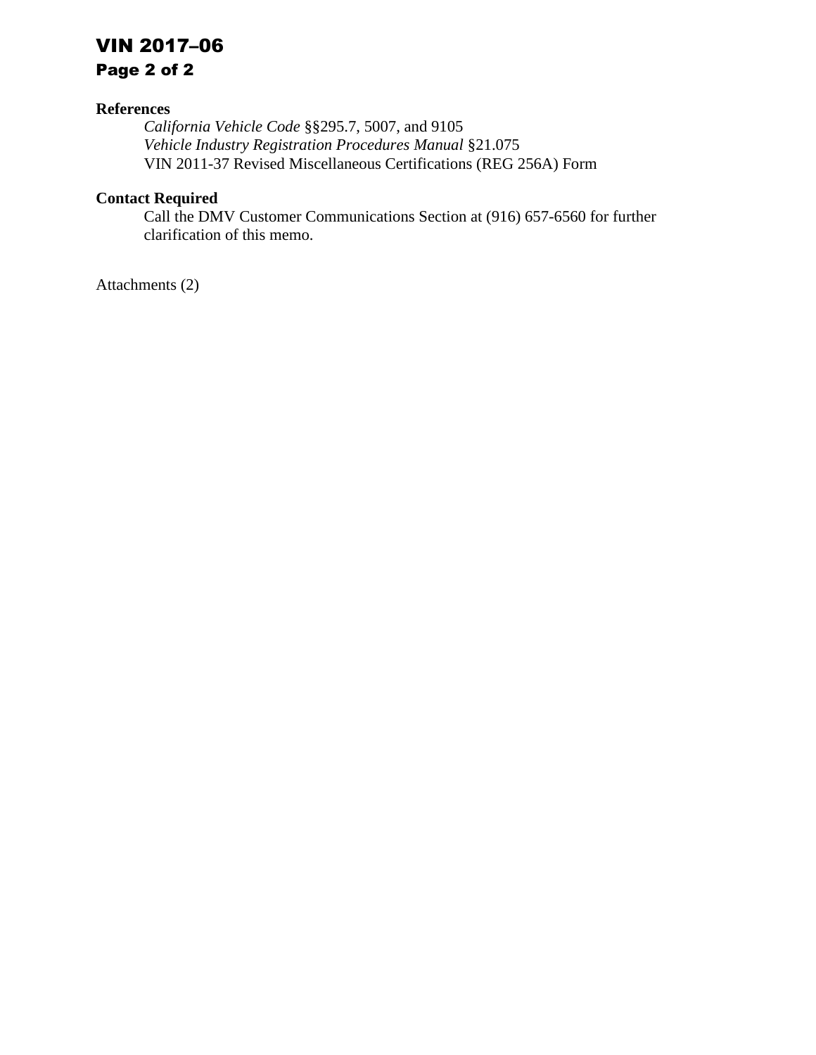**References**

*California Vehicle Code* §§295.7, 5007, and 9105
*Vehicle Industry Registration Procedures Manual* §21.075
VIN 2011-37 Revised Miscellaneous Certifications (REG 256A) Form

**Contact Required**

Call the DMV Customer Communications Section at (916) 657-6560 for further clarification of this memo.

Attachments (2)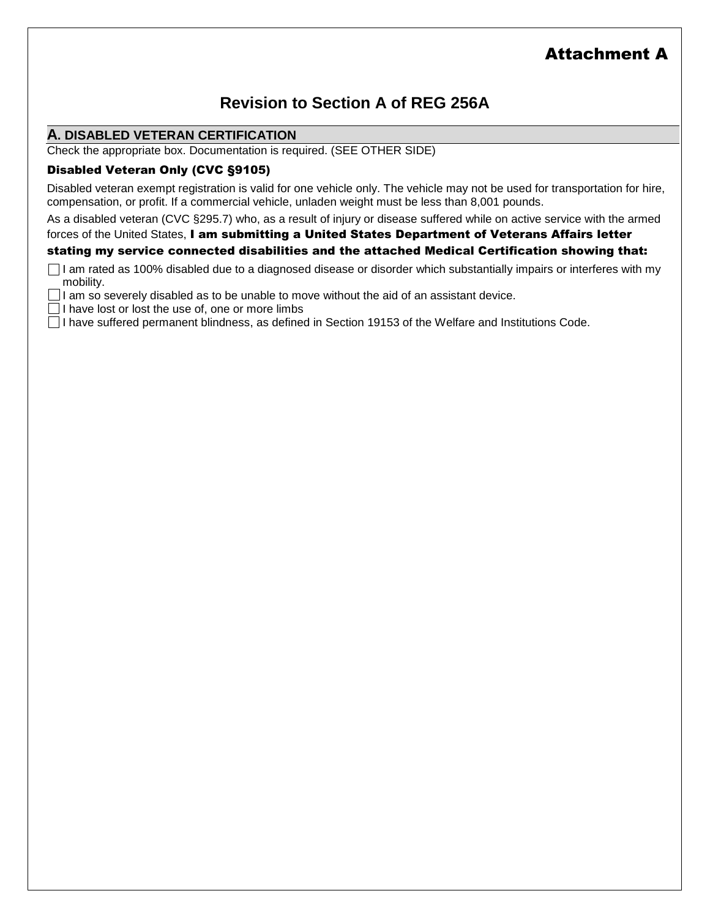# Attachment A

## Revision to Section A of REG 256A

### A. DISABLED VETERAN CERTIFICATION

Check the appropriate box. Documentation is required. (SEE OTHER SIDE)

**Disabled Veteran Only (CVC §9105)**

Disabled veteran exempt registration is valid for one vehicle only. The vehicle may not be used for transportation for hire, compensation, or profit. If a commercial vehicle, unladen weight must be less than 8,001 pounds.

As a disabled veteran (CVC §295.7) who, as a result of injury or disease suffered while on active service with the armed forces of the United States, **I am submitting a United States Department of Veterans Affairs letter stating my service connected disabilities and the attached Medical Certification showing that:**

- ☐ I am rated as 100% disabled due to a diagnosed disease or disorder which substantially impairs or interferes with my mobility.
- ☐ I am so severely disabled as to be unable to move without the aid of an assistant device.
- ☐ I have lost or lost the use of, one or more limbs
- ☐ I have suffered permanent blindness, as defined in Section 19153 of the Welfare and Institutions Code.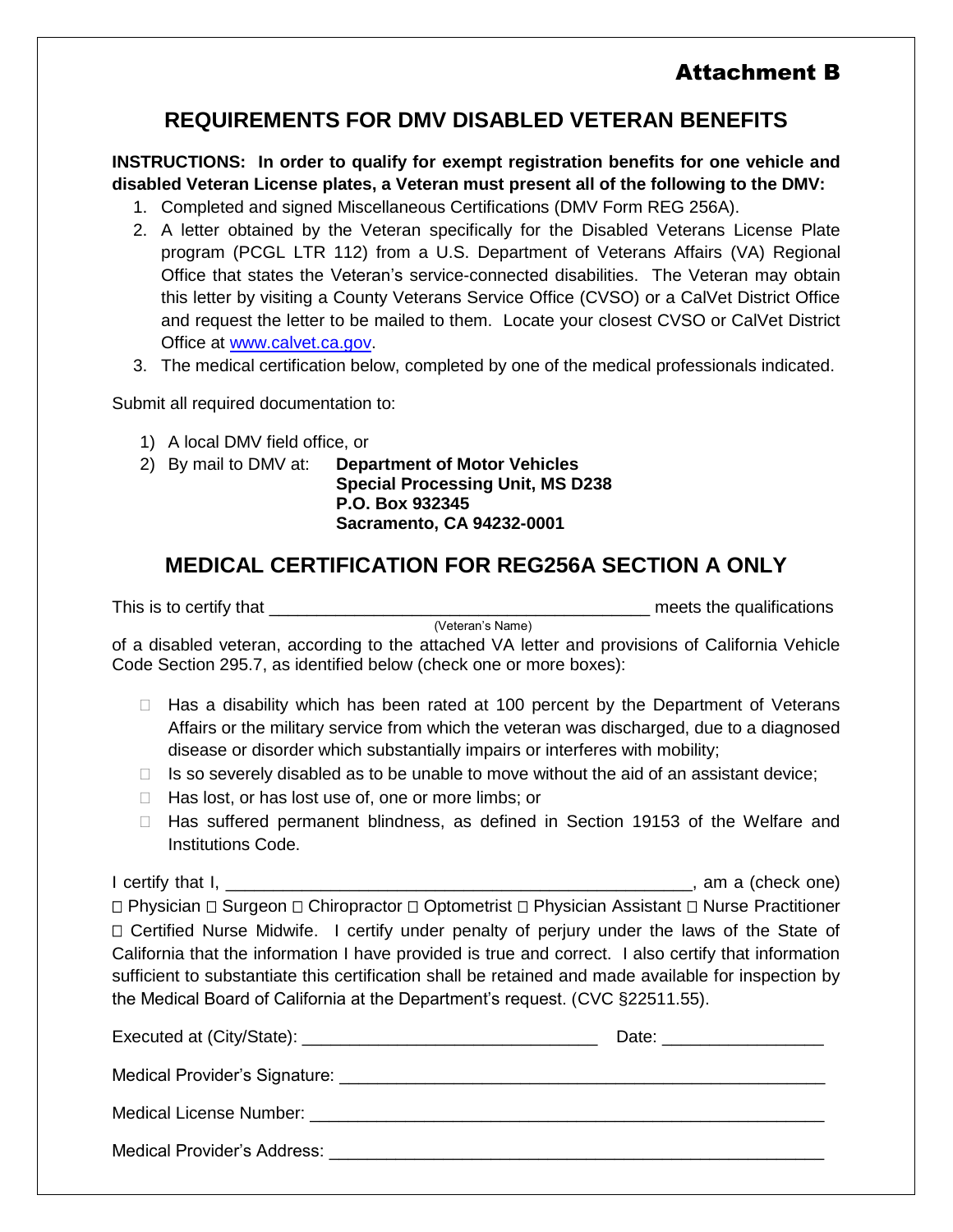**Attachment B**

## REQUIREMENTS FOR DMV DISABLED VETERAN BENEFITS

**INSTRUCTIONS: In order to qualify for exempt registration benefits for one vehicle and disabled Veteran License plates, a Veteran must present all of the following to the DMV:**

1. Completed and signed Miscellaneous Certifications (DMV Form REG 256A).
2. A letter obtained by the Veteran specifically for the Disabled Veterans License Plate program (PCGL LTR 112) from a U.S. Department of Veterans Affairs (VA) Regional Office that states the Veteran's service-connected disabilities. The Veteran may obtain this letter by visiting a County Veterans Service Office (CVSO) or a CalVet District Office and request the letter to be mailed to them. Locate your closest CVSO or CalVet District Office at www.calvet.ca.gov.
3. The medical certification below, completed by one of the medical professionals indicated.

Submit all required documentation to:

1) A local DMV field office, or
2) By mail to DMV at: **Department of Motor Vehicles**
   **Special Processing Unit, MS D238**
   **P.O. Box 932345**
   **Sacramento, CA 94232-0001**

## MEDICAL CERTIFICATION FOR REG256A SECTION A ONLY

This is to certify that ________________________________________ meets the qualifications
(Veteran's Name)
of a disabled veteran, according to the attached VA letter and provisions of California Vehicle Code Section 295.7, as identified below (check one or more boxes):

- ☐ Has a disability which has been rated at 100 percent by the Department of Veterans Affairs or the military service from which the veteran was discharged, due to a diagnosed disease or disorder which substantially impairs or interferes with mobility;
- ☐ Is so severely disabled as to be unable to move without the aid of an assistant device;
- ☐ Has lost, or has lost use of, one or more limbs; or
- ☐ Has suffered permanent blindness, as defined in Section 19153 of the Welfare and Institutions Code.

I certify that I, __________________________________________________, am a (check one) ☐ Physician ☐ Surgeon ☐ Chiropractor ☐ Optometrist ☐ Physician Assistant ☐ Nurse Practitioner ☐ Certified Nurse Midwife. I certify under penalty of perjury under the laws of the State of California that the information I have provided is true and correct. I also certify that information sufficient to substantiate this certification shall be retained and made available for inspection by the Medical Board of California at the Department's request. (CVC §22511.55).

Executed at (City/State): ______________________________ Date: ________________

Medical Provider's Signature: ____________________________________________________

Medical License Number: ______________________________________________________

Medical Provider's Address: ____________________________________________________